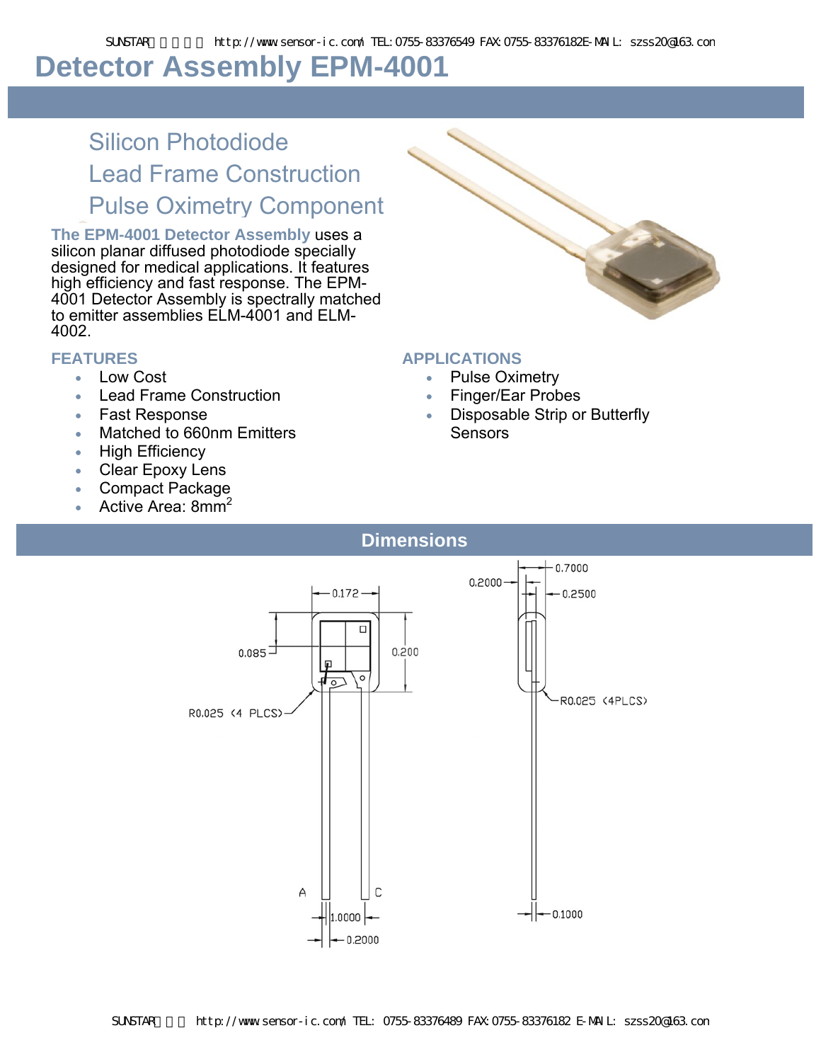# Detector Assembly EPM-4001

## Silicon Photodiode
## Lead Frame Construction
## Pulse Oximetry Component

**The EPM-4001 Detector Assembly** uses a silicon planar diffused photodiode specially designed for medical applications. It features high efficiency and fast response. The EPM-4001 Detector Assembly is spectrally matched to emitter assemblies ELM-4001 and ELM-4002.

### FEATURES

- Low Cost
- Lead Frame Construction
- Fast Response
- Matched to 660nm Emitters
- High Efficiency
- Clear Epoxy Lens
- Compact Package
- Active Area: $8mm^2$

### APPLICATIONS

- Pulse Oximetry
- Finger/Ear Probes
- Disposable Strip or Butterfly Sensors

## Dimensions

0.172
0.085
0.200
R0.025 (4 PLCS)
A
C
1.0000
0.2000

0.7000
0.2000
0.2500
R0.025 (4PLCS)
0.1000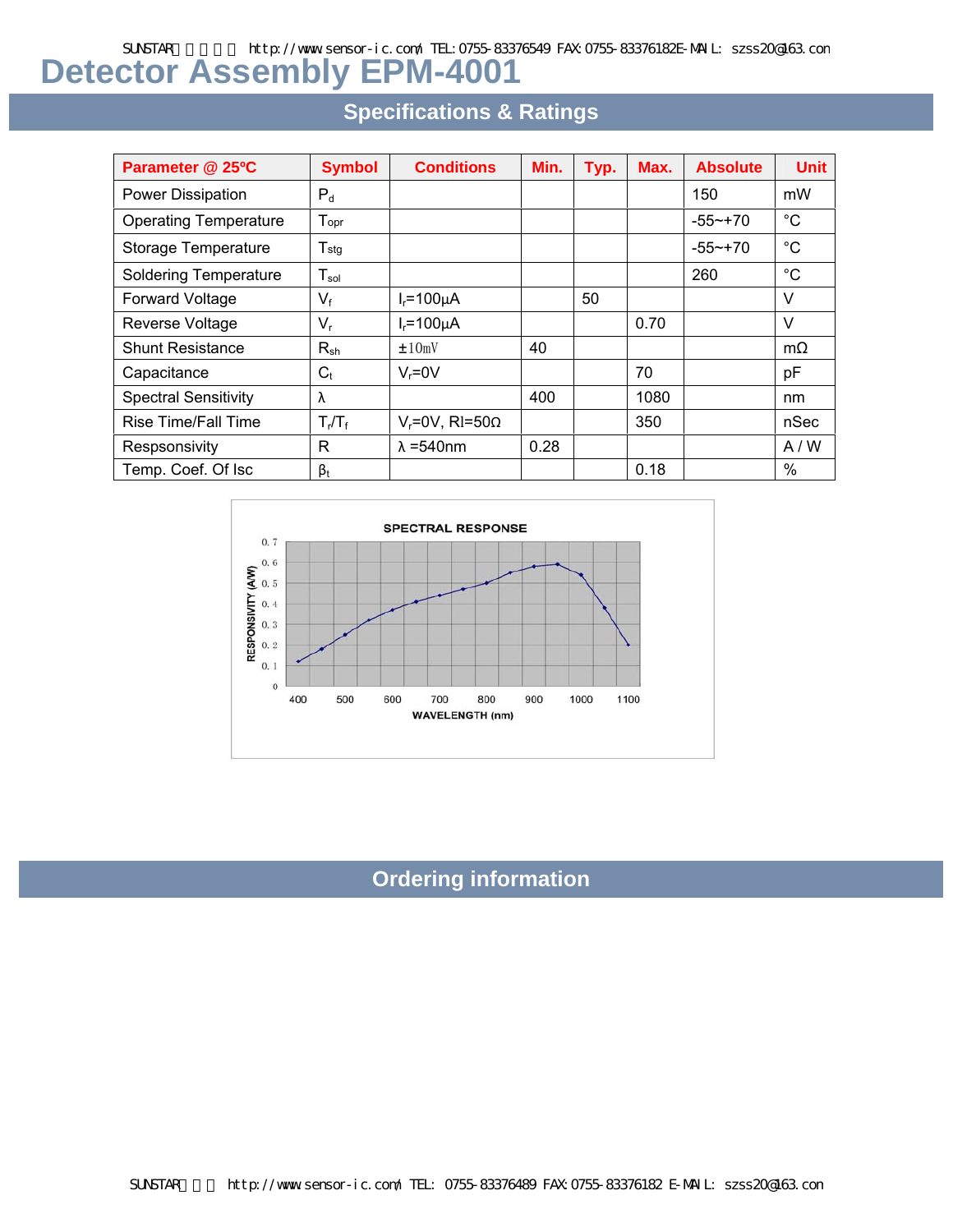# Detector Assembly EPM-4001

## Specifications & Ratings

| Parameter @ 25ºC | Symbol | Conditions | Min. | Typ. | Max. | Absolute | Unit |
|---|---|---|---|---|---|---|---|
| Power Dissipation | $P_d$ | | | | | 150 | mW |
| Operating Temperature | $T_{opr}$ | | | | | -55~+70 | °C |
| Storage Temperature | $T_{stg}$ | | | | | -55~+70 | °C |
| Soldering Temperature | $T_{sol}$ | | | | | 260 | °C |
| Forward Voltage | $V_f$ | $I_r$=100μA | | 50 | | | V |
| Reverse Voltage | $V_r$ | $I_r$=100μA | | | 0.70 | | V |
| Shunt Resistance | $R_{sh}$ | ±10mV | 40 | | | | mΩ |
| Capacitance | $C_t$ | $V_r$=0V | | | 70 | | pF |
| Spectral Sensitivity | λ | | 400 | | 1080 | | nm |
| Rise Time/Fall Time | $T_r/T_f$ | $V_r$=0V, Rl=50Ω | | | 350 | | nSec |
| Respsonsivity | R | λ =540nm | 0.28 | | | | A / W |
| Temp. Coef. Of Isc | $\beta_t$ | | | | 0.18 | | % |

SPECTRAL RESPONSE

RESPONSIVITY (A/W)

0.7
0.6
0.5
0.4
0.3
0.2
0.1
0

400 500 600 700 800 900 1000 1100

WAVELENGTH (nm)

## Ordering information